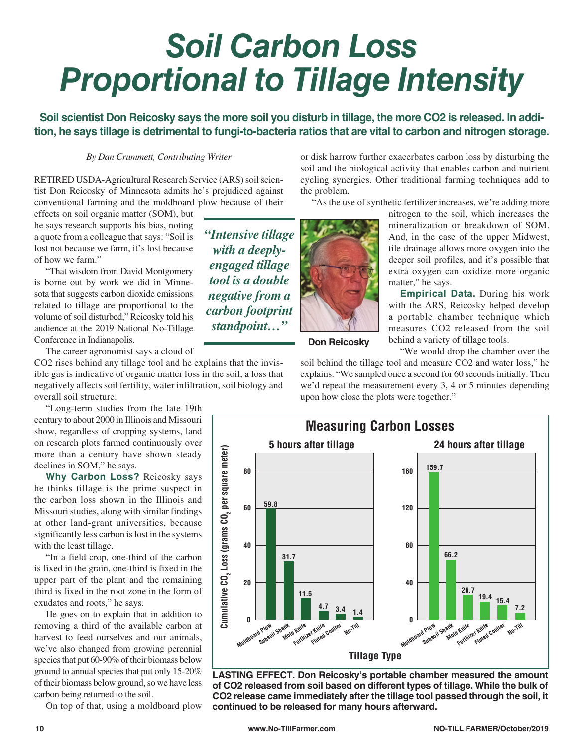# *Soil Carbon Loss Proportional to Tillage Intensity*

**Soil scientist Don Reicosky says the more soil you disturb in tillage, the more $CO_2$ is released. In addition, he says tillage is detrimental to fungi-to-bacteria ratios that are vital to carbon and nitrogen storage.**

*By Dan Crummett, Contributing Writer*

RETIRED USDA-Agricultural Research Service (ARS) soil scientist Don Reicosky of Minnesota admits he's prejudiced against conventional farming and the moldboard plow because of their effects on soil organic matter (SOM), but he says research supports his bias, noting a quote from a colleague that says: "Soil is lost not because we farm, it's lost because of how we farm."

"That wisdom from David Montgomery is borne out by work we did in Minnesota that suggests carbon dioxide emissions related to tillage are proportional to the volume of soil disturbed," Reicosky told his audience at the 2019 National No-Tillage Conference in Indianapolis.

> *"Intensive tillage with a deeply-engaged tillage tool is a double negative from a carbon footprint standpoint…"*

The career agronomist says a cloud of $CO_2$ rises behind any tillage tool and he explains that the invisible gas is indicative of organic matter loss in the soil, a loss that negatively affects soil fertility, water infiltration, soil biology and overall soil structure.

"Long-term studies from the late 19th century to about 2000 in Illinois and Missouri show, regardless of cropping systems, land on research plots farmed continuously over more than a century have shown steady declines in SOM," he says.

**Why Carbon Loss?** Reicosky says he thinks tillage is the prime suspect in the carbon loss shown in the Illinois and Missouri studies, along with similar findings at other land-grant universities, because significantly less carbon is lost in the systems with the least tillage.

"In a field crop, one-third of the carbon is fixed in the grain, one-third is fixed in the upper part of the plant and the remaining third is fixed in the root zone in the form of exudates and roots," he says.

He goes on to explain that in addition to removing a third of the available carbon at harvest to feed ourselves and our animals, we've also changed from growing perennial species that put 60-90% of their biomass below ground to annual species that put only 15-20% of their biomass below ground, so we have less carbon being returned to the soil.

On top of that, using a moldboard plow or disk harrow further exacerbates carbon loss by disturbing the soil and the biological activity that enables carbon and nutrient cycling synergies. Other traditional farming techniques add to the problem.

"As the use of synthetic fertilizer increases, we're adding more nitrogen to the soil, which increases the mineralization or breakdown of SOM. And, in the case of the upper Midwest, tile drainage allows more oxygen into the deeper soil profiles, and it's possible that extra oxygen can oxidize more organic matter," he says.

Don Reicosky

**Empirical Data.** During his work with the ARS, Reicosky helped develop a portable chamber technique which measures $CO_2$ released from the soil behind a variety of tillage tools.

"We would drop the chamber over the soil behind the tillage tool and measure $CO_2$ and water loss," he explains. "We sampled once a second for 60 seconds initially. Then we'd repeat the measurement every 3, 4 or 5 minutes depending upon how close the plots were together."

**Measuring Carbon Losses**

Cumulative $CO_2$ Loss (grams $CO_2$ per square meter)

| Tillage Type | 5 hours after tillage | 24 hours after tillage |
|---|---|---|
| Moldboard Plow | 59.8 | 159.7 |
| Subsoil Shank | 31.7 | 66.2 |
| Mole Knife | 11.5 | 26.7 |
| Fertilizer Knife | 4.7 | 19.4 |
| Fluted Coulter | 3.4 | 15.4 |
| No-Till | 1.4 | 7.2 |

**LASTING EFFECT. Don Reicosky's portable chamber measured the amount of $CO_2$ released from soil based on different types of tillage. While the bulk of $CO_2$ release came immediately after the tillage tool passed through the soil, it continued to be released for many hours afterward.**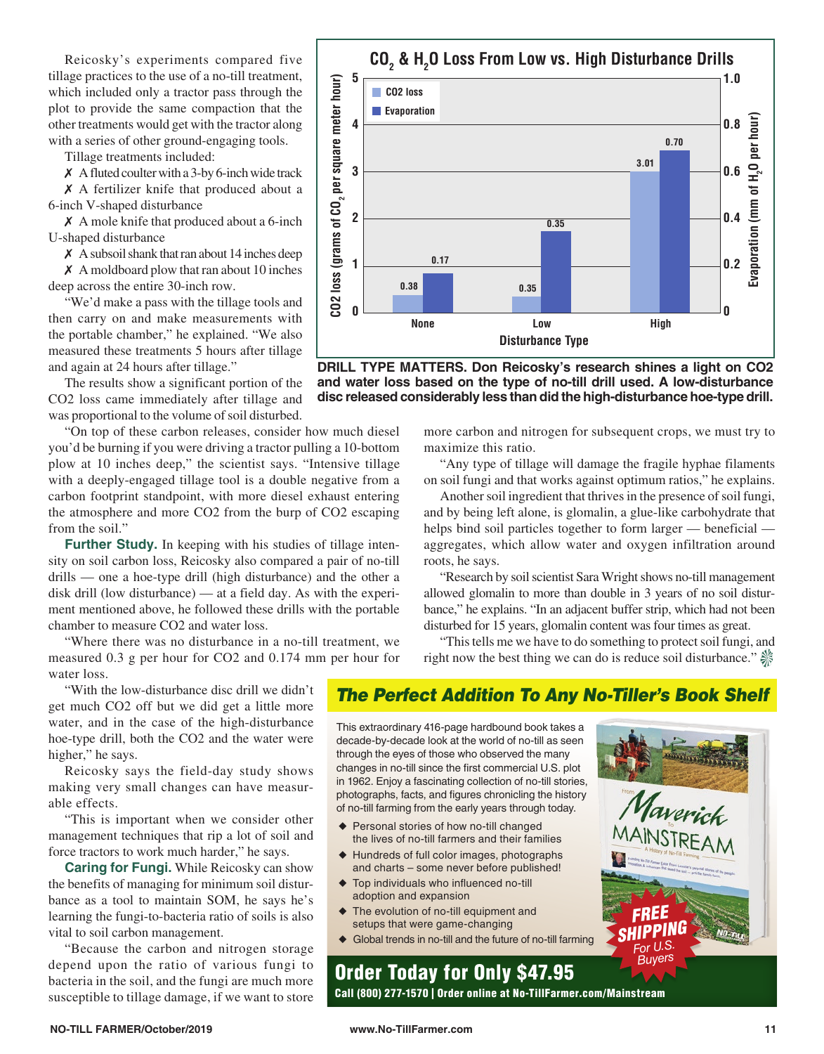Reicosky's experiments compared five tillage practices to the use of a no-till treatment, which included only a tractor pass through the plot to provide the same compaction that the other treatments would get with the tractor along with a series of other ground-engaging tools.

Tillage treatments included:

✗ A fluted coulter with a 3-by 6-inch wide track

✗ A fertilizer knife that produced about a 6-inch V-shaped disturbance

✗ A mole knife that produced about a 6-inch U-shaped disturbance

✗ A subsoil shank that ran about 14 inches deep

✗ A moldboard plow that ran about 10 inches deep across the entire 30-inch row.

"We'd make a pass with the tillage tools and then carry on and make measurements with the portable chamber," he explained. "We also measured these treatments 5 hours after tillage and again at 24 hours after tillage."

The results show a significant portion of the CO2 loss came immediately after tillage and was proportional to the volume of soil disturbed.

$CO_2$ & $H_2O$ Loss From Low vs. High Disturbance Drills

CO2 loss (grams of $CO_2$ per square meter hour)

Evaporation (mm of $H_2O$ per hour)

CO2 loss

Evaporation

0.38

0.17

0.35

0.35

3.01

0.70

None

Low

High

Disturbance Type

**DRILL TYPE MATTERS. Don Reicosky's research shines a light on CO2 and water loss based on the type of no-till drill used. A low-disturbance disc released considerably less than did the high-disturbance hoe-type drill.**

"On top of these carbon releases, consider how much diesel you'd be burning if you were driving a tractor pulling a 10-bottom plow at 10 inches deep," the scientist says. "Intensive tillage with a deeply-engaged tillage tool is a double negative from a carbon footprint standpoint, with more diesel exhaust entering the atmosphere and more CO2 from the burp of CO2 escaping from the soil."

**Further Study.** In keeping with his studies of tillage intensity on soil carbon loss, Reicosky also compared a pair of no-till drills — one a hoe-type drill (high disturbance) and the other a disk drill (low disturbance) — at a field day. As with the experiment mentioned above, he followed these drills with the portable chamber to measure CO2 and water loss.

"Where there was no disturbance in a no-till treatment, we measured 0.3 g per hour for CO2 and 0.174 mm per hour for water loss.

"With the low-disturbance disc drill we didn't get much CO2 off but we did get a little more water, and in the case of the high-disturbance hoe-type drill, both the CO2 and the water were higher," he says.

Reicosky says the field-day study shows making very small changes can have measurable effects.

"This is important when we consider other management techniques that rip a lot of soil and force tractors to work much harder," he says.

**Caring for Fungi.** While Reicosky can show the benefits of managing for minimum soil disturbance as a tool to maintain SOM, he says he's learning the fungi-to-bacteria ratio of soils is also vital to soil carbon management.

"Because the carbon and nitrogen storage depend upon the ratio of various fungi to bacteria in the soil, and the fungi are much more susceptible to tillage damage, if we want to store more carbon and nitrogen for subsequent crops, we must try to maximize this ratio.

"Any type of tillage will damage the fragile hyphae filaments on soil fungi and that works against optimum ratios," he explains.

Another soil ingredient that thrives in the presence of soil fungi, and by being left alone, is glomalin, a glue-like carbohydrate that helps bind soil particles together to form larger — beneficial — aggregates, which allow water and oxygen infiltration around roots, he says.

"Research by soil scientist Sara Wright shows no-till management allowed glomalin to more than double in 3 years of no soil disturbance," he explains. "In an adjacent buffer strip, which had not been disturbed for 15 years, glomalin content was four times as great.

"This tells me we have to do something to protect soil fungi, and right now the best thing we can do is reduce soil disturbance."

## *The Perfect Addition To Any No-Tiller's Book Shelf*

This extraordinary 416-page hardbound book takes a decade-by-decade look at the world of no-till as seen through the eyes of those who observed the many changes in no-till since the first commercial U.S. plot in 1962. Enjoy a fascinating collection of no-till stories, photographs, facts, and figures chronicling the history of no-till farming from the early years through today.

- Personal stories of how no-till changed the lives of no-till farmers and their families
- Hundreds of full color images, photographs and charts – some never before published!
- Top individuals who influenced no-till adoption and expansion
- The evolution of no-till equipment and setups that were game-changing
- Global trends in no-till and the future of no-till farming

From Maverick to Mainstream

FREE SHIPPING For U.S. Buyers

**Order Today for Only $47.95**

**Call (800) 277-1570 | Order online at No-TillFarmer.com/Mainstream**